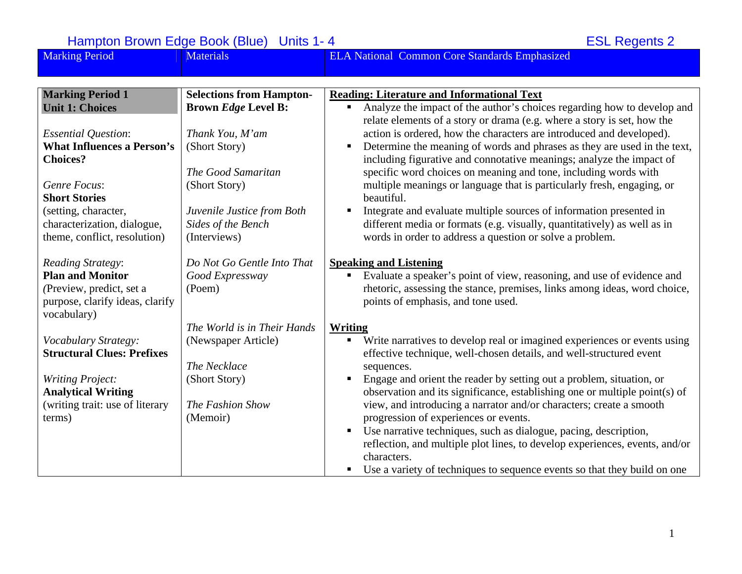Hampton Brown Edge Book (Blue) Units 1- 4 — ESL Regents 2

| Marking Period | Materials | ELA National Common Core Standards Emphasized |
|---|---|---|
| **Marking Period 1**<br>**Unit 1: Choices**<br><br>*Essential Question*:<br>**What Influences a Person's Choices?**<br><br>*Genre Focus*:<br>**Short Stories**<br>(setting, character, characterization, dialogue, theme, conflict, resolution)<br><br>*Reading Strategy*:<br>**Plan and Monitor**<br>*(*Preview, predict, set a purpose, clarify ideas, clarify vocabulary)<br><br>*Vocabulary Strategy:*<br>**Structural Clues: Prefixes**<br><br>*Writing Project:*<br>**Analytical Writing**<br>(writing trait: use of literary terms) | **Selections from Hampton-Brown *Edge* Level B:**<br><br>*Thank You, M'am*<br>(Short Story)<br><br>*The Good Samaritan*<br>(Short Story)<br><br>*Juvenile Justice from Both Sides of the Bench*<br>(Interviews)<br><br>*Do Not Go Gentle Into That Good Expressway*<br>(Poem)<br><br>*The World is in Their Hands*<br>(Newspaper Article)<br><br>*The Necklace*<br>(Short Story)<br><br>*The Fashion Show*<br>(Memoir) | **<u>Reading: Literature and Informational Text</u>**<br>▪ Analyze the impact of the author's choices regarding how to develop and relate elements of a story or drama (e.g. where a story is set, how the action is ordered, how the characters are introduced and developed).<br>▪ Determine the meaning of words and phrases as they are used in the text, including figurative and connotative meanings; analyze the impact of specific word choices on meaning and tone, including words with multiple meanings or language that is particularly fresh, engaging, or beautiful.<br>▪ Integrate and evaluate multiple sources of information presented in different media or formats (e.g. visually, quantitatively) as well as in words in order to address a question or solve a problem.<br><br>**<u>Speaking and Listening</u>**<br>▪ Evaluate a speaker's point of view, reasoning, and use of evidence and rhetoric, assessing the stance, premises, links among ideas, word choice, points of emphasis, and tone used.<br><br>**<u>Writing</u>**<br>▪ Write narratives to develop real or imagined experiences or events using effective technique, well-chosen details, and well-structured event sequences.<br>▪ Engage and orient the reader by setting out a problem, situation, or observation and its significance, establishing one or multiple point(s) of view, and introducing a narrator and/or characters; create a smooth progression of experiences or events.<br>▪ Use narrative techniques, such as dialogue, pacing, description, reflection, and multiple plot lines, to develop experiences, events, and/or characters.<br>▪ Use a variety of techniques to sequence events so that they build on one |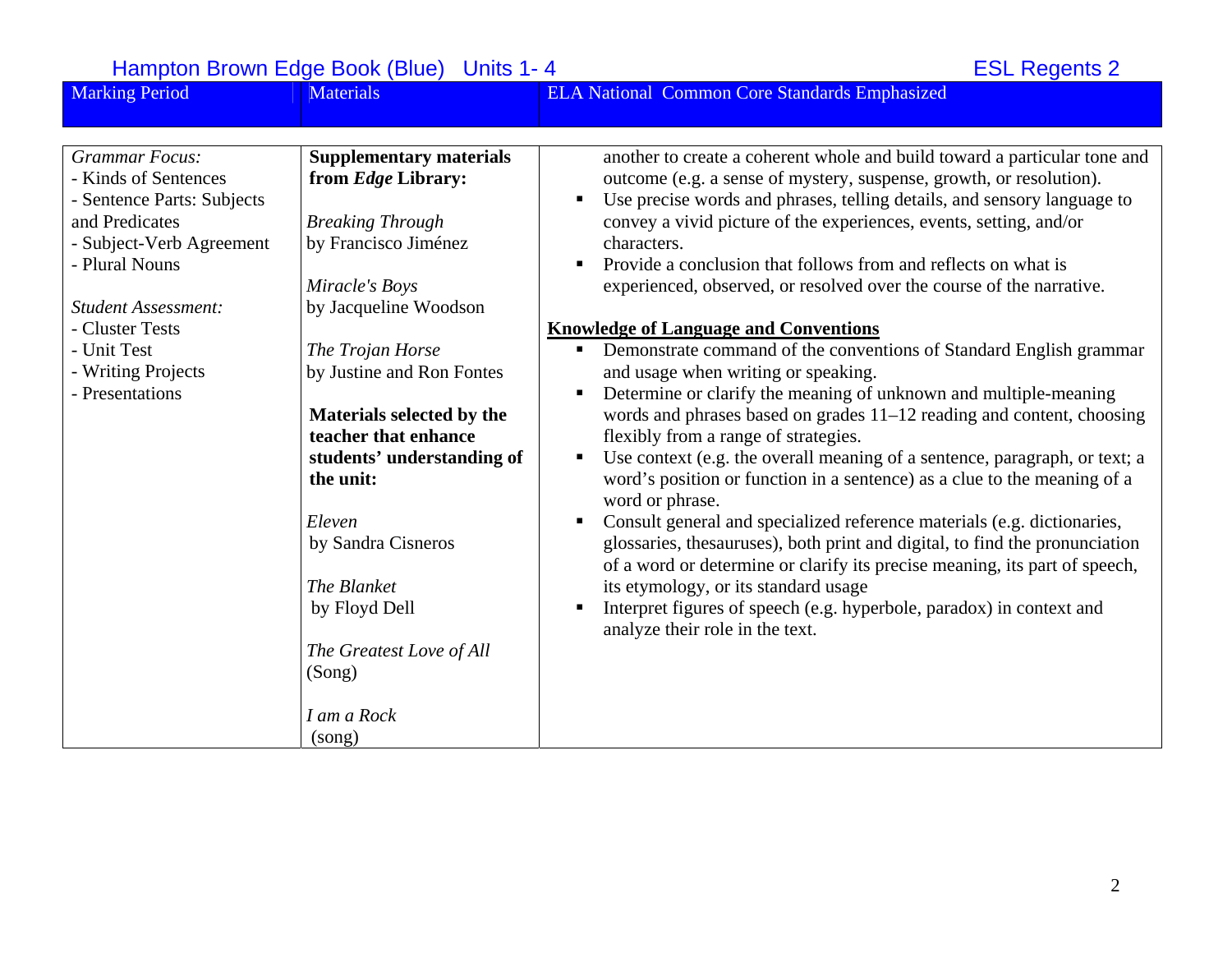Hampton Brown Edge Book (Blue) Units 1- 4 ESL Regents 2

| Marking Period | Materials | ELA National Common Core Standards Emphasized |
|---|---|---|
| *Grammar Focus:*<br>- Kinds of Sentences<br>- Sentence Parts: Subjects and Predicates<br>- Subject-Verb Agreement<br>- Plural Nouns<br><br>*Student Assessment:*<br>- Cluster Tests<br>- Unit Test<br>- Writing Projects<br>- Presentations | **Supplementary materials from *Edge* Library:**<br><br>*Breaking Through* by Francisco Jiménez<br><br>*Miracle's Boys* by Jacqueline Woodson<br><br>*The Trojan Horse* by Justine and Ron Fontes<br><br>**Materials selected by the teacher that enhance students' understanding of the unit:**<br><br>*Eleven* by Sandra Cisneros<br><br>*The Blanket* by Floyd Dell<br><br>*The Greatest Love of All* (Song)<br><br>*I am a Rock* (song) | another to create a coherent whole and build toward a particular tone and outcome (e.g. a sense of mystery, suspense, growth, or resolution).<br>▪ Use precise words and phrases, telling details, and sensory language to convey a vivid picture of the experiences, events, setting, and/or characters.<br>▪ Provide a conclusion that follows from and reflects on what is experienced, observed, or resolved over the course of the narrative.<br><br>**Knowledge of Language and Conventions**<br>▪ Demonstrate command of the conventions of Standard English grammar and usage when writing or speaking.<br>▪ Determine or clarify the meaning of unknown and multiple-meaning words and phrases based on grades 11–12 reading and content, choosing flexibly from a range of strategies.<br>▪ Use context (e.g. the overall meaning of a sentence, paragraph, or text; a word's position or function in a sentence) as a clue to the meaning of a word or phrase.<br>▪ Consult general and specialized reference materials (e.g. dictionaries, glossaries, thesauruses), both print and digital, to find the pronunciation of a word or determine or clarify its precise meaning, its part of speech, its etymology, or its standard usage<br>▪ Interpret figures of speech (e.g. hyperbole, paradox) in context and analyze their role in the text. |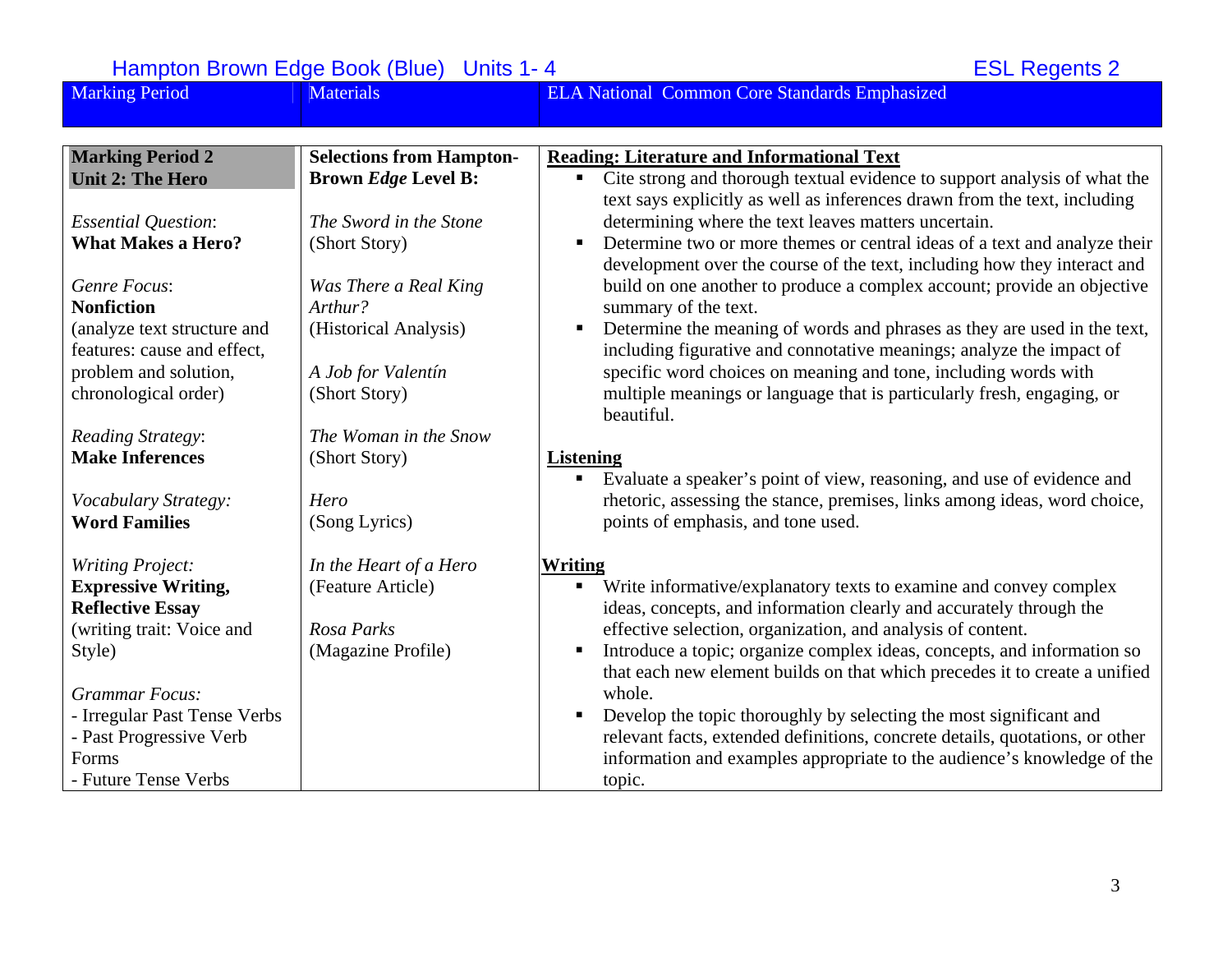Hampton Brown Edge Book (Blue) Units 1- 4 | ESL Regents 2

| Marking Period | Materials | ELA National Common Core Standards Emphasized |
|---|---|---|
| **Marking Period 2**<br>**Unit 2: The Hero**<br><br>*Essential Question*:<br>**What Makes a Hero?**<br><br>*Genre Focus*:<br>**Nonfiction**<br>(analyze text structure and features: cause and effect, problem and solution, chronological order)<br><br>*Reading Strategy*:<br>**Make Inferences**<br><br>*Vocabulary Strategy:*<br>**Word Families**<br><br>*Writing Project:*<br>**Expressive Writing, Reflective Essay**<br>(writing trait: Voice and Style)<br><br>*Grammar Focus:*<br>- Irregular Past Tense Verbs<br>- Past Progressive Verb Forms<br>- Future Tense Verbs | **Selections from Hampton-Brown *Edge* Level B:**<br><br>*The Sword in the Stone*<br>(Short Story)<br><br>*Was There a Real King Arthur?*<br>(Historical Analysis)<br><br>*A Job for Valentín*<br>(Short Story)<br><br>*The Woman in the Snow*<br>(Short Story)<br><br>*Hero*<br>(Song Lyrics)<br><br>*In the Heart of a Hero*<br>(Feature Article)<br><br>*Rosa Parks*<br>(Magazine Profile) | **Reading: Literature and Informational Text**<br>▪ Cite strong and thorough textual evidence to support analysis of what the text says explicitly as well as inferences drawn from the text, including determining where the text leaves matters uncertain.<br>▪ Determine two or more themes or central ideas of a text and analyze their development over the course of the text, including how they interact and build on one another to produce a complex account; provide an objective summary of the text.<br>▪ Determine the meaning of words and phrases as they are used in the text, including figurative and connotative meanings; analyze the impact of specific word choices on meaning and tone, including words with multiple meanings or language that is particularly fresh, engaging, or beautiful.<br><br>**Listening**<br>▪ Evaluate a speaker's point of view, reasoning, and use of evidence and rhetoric, assessing the stance, premises, links among ideas, word choice, points of emphasis, and tone used.<br><br>**Writing**<br>▪ Write informative/explanatory texts to examine and convey complex ideas, concepts, and information clearly and accurately through the effective selection, organization, and analysis of content.<br>▪ Introduce a topic; organize complex ideas, concepts, and information so that each new element builds on that which precedes it to create a unified whole.<br>▪ Develop the topic thoroughly by selecting the most significant and relevant facts, extended definitions, concrete details, quotations, or other information and examples appropriate to the audience's knowledge of the topic. |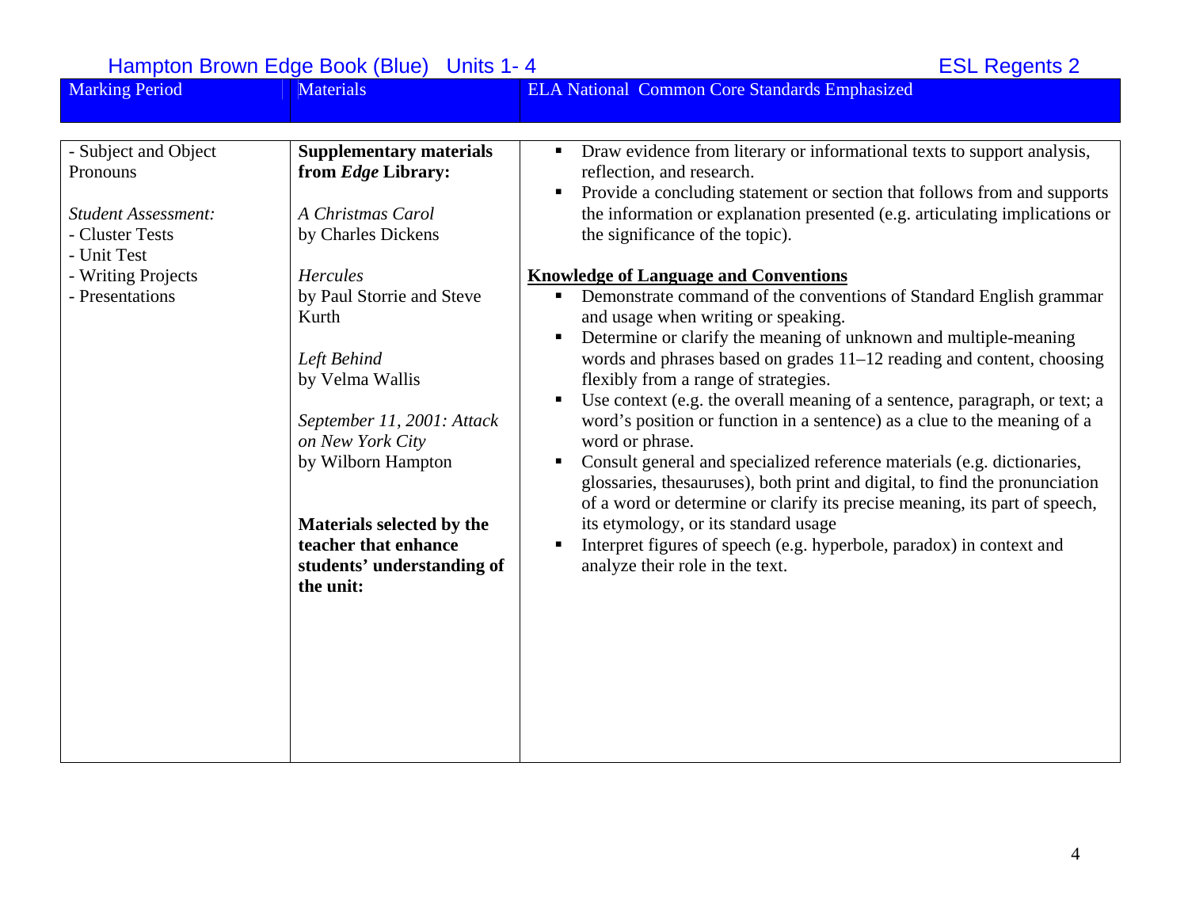Hampton Brown Edge Book (Blue) Units 1- 4 ESL Regents 2

| Marking Period | Materials | ELA National Common Core Standards Emphasized |
| --- | --- | --- |
| - Subject and Object Pronouns<br><br>*Student Assessment:*<br>- Cluster Tests<br>- Unit Test<br>- Writing Projects<br>- Presentations | **Supplementary materials from *Edge* Library:**<br><br>*A Christmas Carol* by Charles Dickens<br><br>*Hercules* by Paul Storrie and Steve Kurth<br><br>*Left Behind* by Velma Wallis<br><br>*September 11, 2001: Attack on New York City* by Wilborn Hampton<br><br>**Materials selected by the teacher that enhance students' understanding of the unit:** | ▪ Draw evidence from literary or informational texts to support analysis, reflection, and research.<br>▪ Provide a concluding statement or section that follows from and supports the information or explanation presented (e.g. articulating implications or the significance of the topic).<br><br>**Knowledge of Language and Conventions**<br>▪ Demonstrate command of the conventions of Standard English grammar and usage when writing or speaking.<br>▪ Determine or clarify the meaning of unknown and multiple-meaning words and phrases based on grades 11–12 reading and content, choosing flexibly from a range of strategies.<br>▪ Use context (e.g. the overall meaning of a sentence, paragraph, or text; a word's position or function in a sentence) as a clue to the meaning of a word or phrase.<br>▪ Consult general and specialized reference materials (e.g. dictionaries, glossaries, thesauruses), both print and digital, to find the pronunciation of a word or determine or clarify its precise meaning, its part of speech, its etymology, or its standard usage<br>▪ Interpret figures of speech (e.g. hyperbole, paradox) in context and analyze their role in the text. |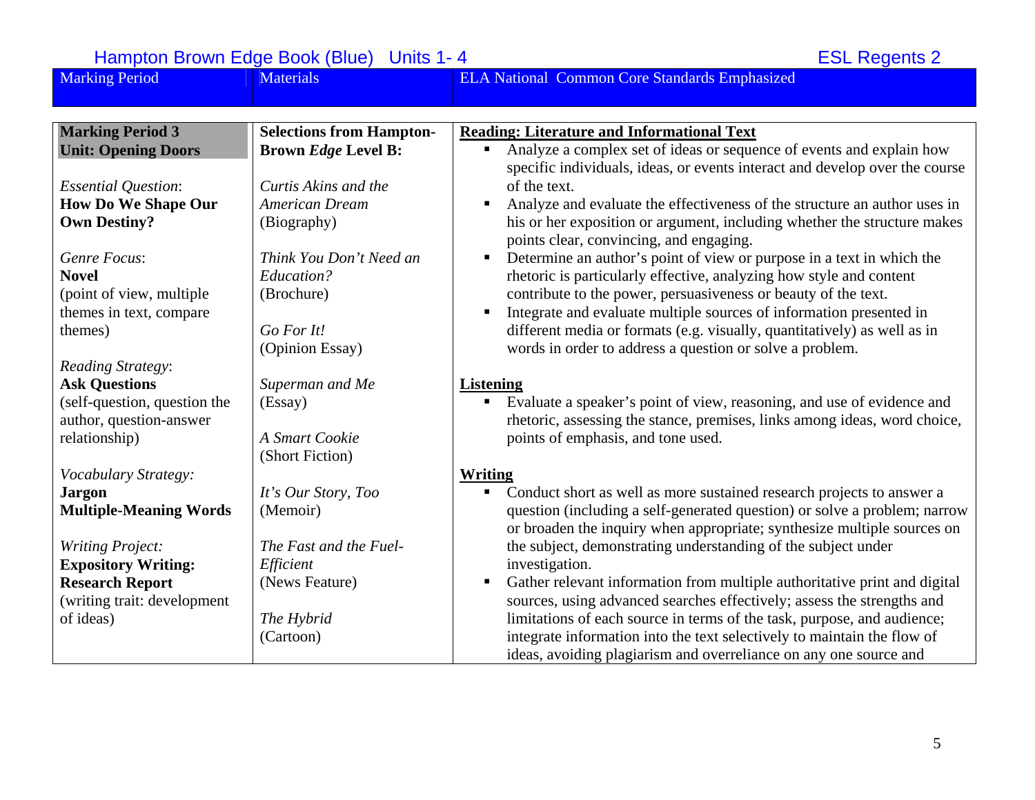Hampton Brown Edge Book (Blue) Units 1- 4 ESL Regents 2

| Marking Period | Materials | ELA National Common Core Standards Emphasized |
|---|---|---|
| **Marking Period 3**<br>**Unit: Opening Doors**<br><br>*Essential Question*:<br>**How Do We Shape Our Own Destiny?**<br><br>*Genre Focus*:<br>**Novel**<br>(point of view, multiple themes in text, compare themes)<br><br>*Reading Strategy*:<br>**Ask Questions**<br>(self-question, question the author, question-answer relationship)<br><br>*Vocabulary Strategy:*<br>**Jargon**<br>**Multiple-Meaning Words**<br><br>*Writing Project:*<br>**Expository Writing: Research Report**<br>(writing trait: development of ideas) | **Selections from Hampton-Brown *Edge* Level B:**<br><br>*Curtis Akins and the American Dream*<br>(Biography)<br><br>*Think You Don't Need an Education?*<br>(Brochure)<br><br>*Go For It!*<br>(Opinion Essay)<br><br>*Superman and Me*<br>(Essay)<br><br>*A Smart Cookie*<br>(Short Fiction)<br><br>*It's Our Story, Too*<br>(Memoir)<br><br>*The Fast and the Fuel-Efficient*<br>(News Feature)<br><br>*The Hybrid*<br>(Cartoon) | **Reading: Literature and Informational Text**<br>▪ Analyze a complex set of ideas or sequence of events and explain how specific individuals, ideas, or events interact and develop over the course of the text.<br>▪ Analyze and evaluate the effectiveness of the structure an author uses in his or her exposition or argument, including whether the structure makes points clear, convincing, and engaging.<br>▪ Determine an author's point of view or purpose in a text in which the rhetoric is particularly effective, analyzing how style and content contribute to the power, persuasiveness or beauty of the text.<br>▪ Integrate and evaluate multiple sources of information presented in different media or formats (e.g. visually, quantitatively) as well as in words in order to address a question or solve a problem.<br><br>**Listening**<br>▪ Evaluate a speaker's point of view, reasoning, and use of evidence and rhetoric, assessing the stance, premises, links among ideas, word choice, points of emphasis, and tone used.<br><br>**Writing**<br>▪ Conduct short as well as more sustained research projects to answer a question (including a self-generated question) or solve a problem; narrow or broaden the inquiry when appropriate; synthesize multiple sources on the subject, demonstrating understanding of the subject under investigation.<br>▪ Gather relevant information from multiple authoritative print and digital sources, using advanced searches effectively; assess the strengths and limitations of each source in terms of the task, purpose, and audience; integrate information into the text selectively to maintain the flow of ideas, avoiding plagiarism and overreliance on any one source and |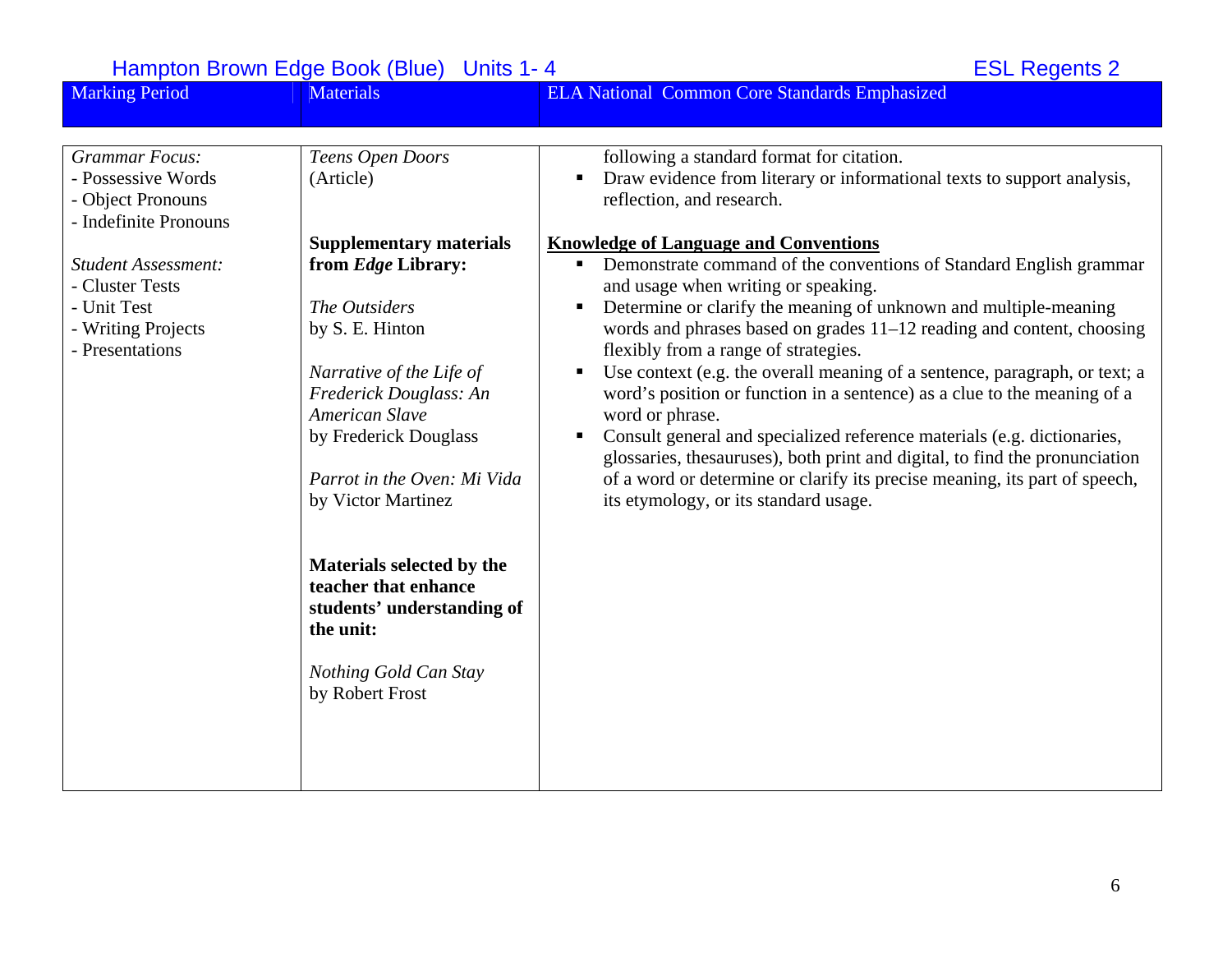Hampton Brown Edge Book (Blue) Units 1- 4 | ESL Regents 2

| Marking Period | Materials | ELA National Common Core Standards Emphasized |
| --- | --- | --- |
| *Grammar Focus:*<br>- Possessive Words<br>- Object Pronouns<br>- Indefinite Pronouns<br><br>*Student Assessment:*<br>- Cluster Tests<br>- Unit Test<br>- Writing Projects<br>- Presentations | *Teens Open Doors*<br>(Article)<br><br>**Supplementary materials from *Edge* Library:**<br><br>*The Outsiders*<br>by S. E. Hinton<br><br>*Narrative of the Life of Frederick Douglass: An American Slave*<br>by Frederick Douglass<br><br>*Parrot in the Oven: Mi Vida*<br>by Victor Martinez<br><br>**Materials selected by the teacher that enhance students' understanding of the unit:**<br><br>*Nothing Gold Can Stay*<br>by Robert Frost | following a standard format for citation.<br>▪ Draw evidence from literary or informational texts to support analysis, reflection, and research.<br><br>**<u>Knowledge of Language and Conventions</u>**<br>▪ Demonstrate command of the conventions of Standard English grammar and usage when writing or speaking.<br>▪ Determine or clarify the meaning of unknown and multiple-meaning words and phrases based on grades 11–12 reading and content, choosing flexibly from a range of strategies.<br>▪ Use context (e.g. the overall meaning of a sentence, paragraph, or text; a word's position or function in a sentence) as a clue to the meaning of a word or phrase.<br>▪ Consult general and specialized reference materials (e.g. dictionaries, glossaries, thesauruses), both print and digital, to find the pronunciation of a word or determine or clarify its precise meaning, its part of speech, its etymology, or its standard usage. |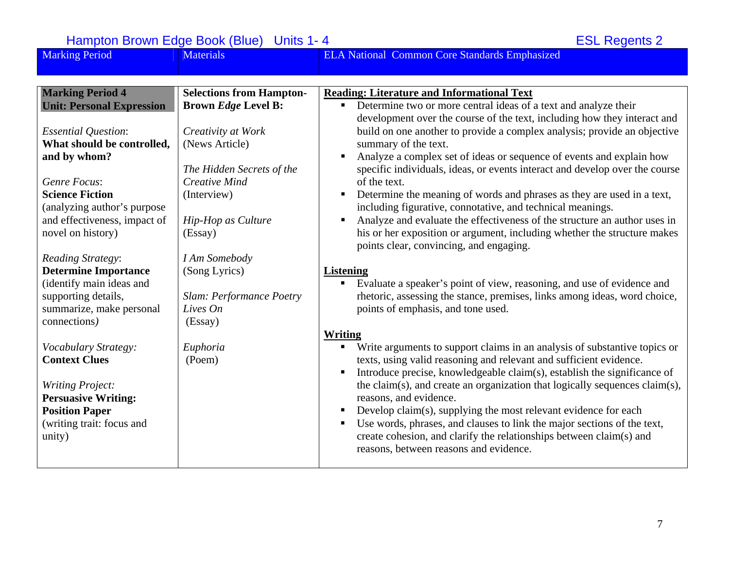Hampton Brown Edge Book (Blue) Units 1- 4 ESL Regents 2

| Marking Period | Materials | ELA National Common Core Standards Emphasized |
|---|---|---|
| **Marking Period 4**<br>**Unit: Personal Expression**<br><br>*Essential Question*:<br>**What should be controlled, and by whom?**<br><br>*Genre Focus*:<br>**Science Fiction**<br>(analyzing author's purpose and effectiveness, impact of novel on history)<br><br>*Reading Strategy*:<br>**Determine Importance**<br>(identify main ideas and supporting details, summarize, make personal connections*)*<br><br>*Vocabulary Strategy:*<br>**Context Clues**<br><br>*Writing Project:*<br>**Persuasive Writing: Position Paper**<br>(writing trait: focus and unity) | **Selections from Hampton-Brown *Edge* Level B:**<br><br>*Creativity at Work*<br>(News Article)<br><br>*The Hidden Secrets of the Creative Mind*<br>(Interview)<br><br>*Hip-Hop as Culture*<br>(Essay)<br><br>*I Am Somebody*<br>(Song Lyrics)<br><br>*Slam: Performance Poetry Lives On*<br>(Essay)<br><br>*Euphoria*<br>(Poem) | **Reading: Literature and Informational Text**<br>▪ Determine two or more central ideas of a text and analyze their development over the course of the text, including how they interact and build on one another to provide a complex analysis; provide an objective summary of the text.<br>▪ Analyze a complex set of ideas or sequence of events and explain how specific individuals, ideas, or events interact and develop over the course of the text.<br>▪ Determine the meaning of words and phrases as they are used in a text, including figurative, connotative, and technical meanings.<br>▪ Analyze and evaluate the effectiveness of the structure an author uses in his or her exposition or argument, including whether the structure makes points clear, convincing, and engaging.<br><br>**Listening**<br>▪ Evaluate a speaker's point of view, reasoning, and use of evidence and rhetoric, assessing the stance, premises, links among ideas, word choice, points of emphasis, and tone used.<br><br>**Writing**<br>▪ Write arguments to support claims in an analysis of substantive topics or texts, using valid reasoning and relevant and sufficient evidence.<br>▪ Introduce precise, knowledgeable claim(s), establish the significance of the claim(s), and create an organization that logically sequences claim(s), reasons, and evidence.<br>▪ Develop claim(s), supplying the most relevant evidence for each<br>▪ Use words, phrases, and clauses to link the major sections of the text, create cohesion, and clarify the relationships between claim(s) and reasons, between reasons and evidence. |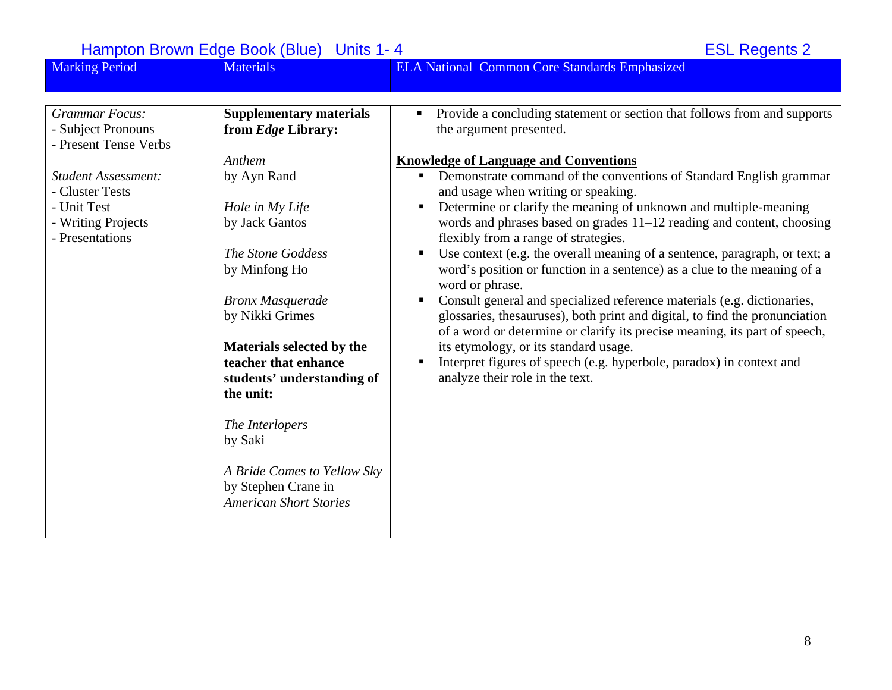Hampton Brown Edge Book (Blue) Units 1- 4 ESL Regents 2

| Marking Period | Materials | ELA National Common Core Standards Emphasized |
|---|---|---|
| *Grammar Focus:*<br>- Subject Pronouns<br>- Present Tense Verbs<br><br>*Student Assessment:*<br>- Cluster Tests<br>- Unit Test<br>- Writing Projects<br>- Presentations | **Supplementary materials from *Edge* Library:**<br><br>*Anthem*<br>by Ayn Rand<br><br>*Hole in My Life*<br>by Jack Gantos<br><br>*The Stone Goddess*<br>by Minfong Ho<br><br>*Bronx Masquerade*<br>by Nikki Grimes<br><br>**Materials selected by the teacher that enhance students' understanding of the unit:**<br><br>*The Interlopers*<br>by Saki<br><br>*A Bride Comes to Yellow Sky*<br>by Stephen Crane in<br>*American Short Stories* | ▪ Provide a concluding statement or section that follows from and supports the argument presented.<br><br>**Knowledge of Language and Conventions**<br>▪ Demonstrate command of the conventions of Standard English grammar and usage when writing or speaking.<br>▪ Determine or clarify the meaning of unknown and multiple-meaning words and phrases based on grades 11–12 reading and content, choosing flexibly from a range of strategies.<br>▪ Use context (e.g. the overall meaning of a sentence, paragraph, or text; a word's position or function in a sentence) as a clue to the meaning of a word or phrase.<br>▪ Consult general and specialized reference materials (e.g. dictionaries, glossaries, thesauruses), both print and digital, to find the pronunciation of a word or determine or clarify its precise meaning, its part of speech, its etymology, or its standard usage.<br>▪ Interpret figures of speech (e.g. hyperbole, paradox) in context and analyze their role in the text. |